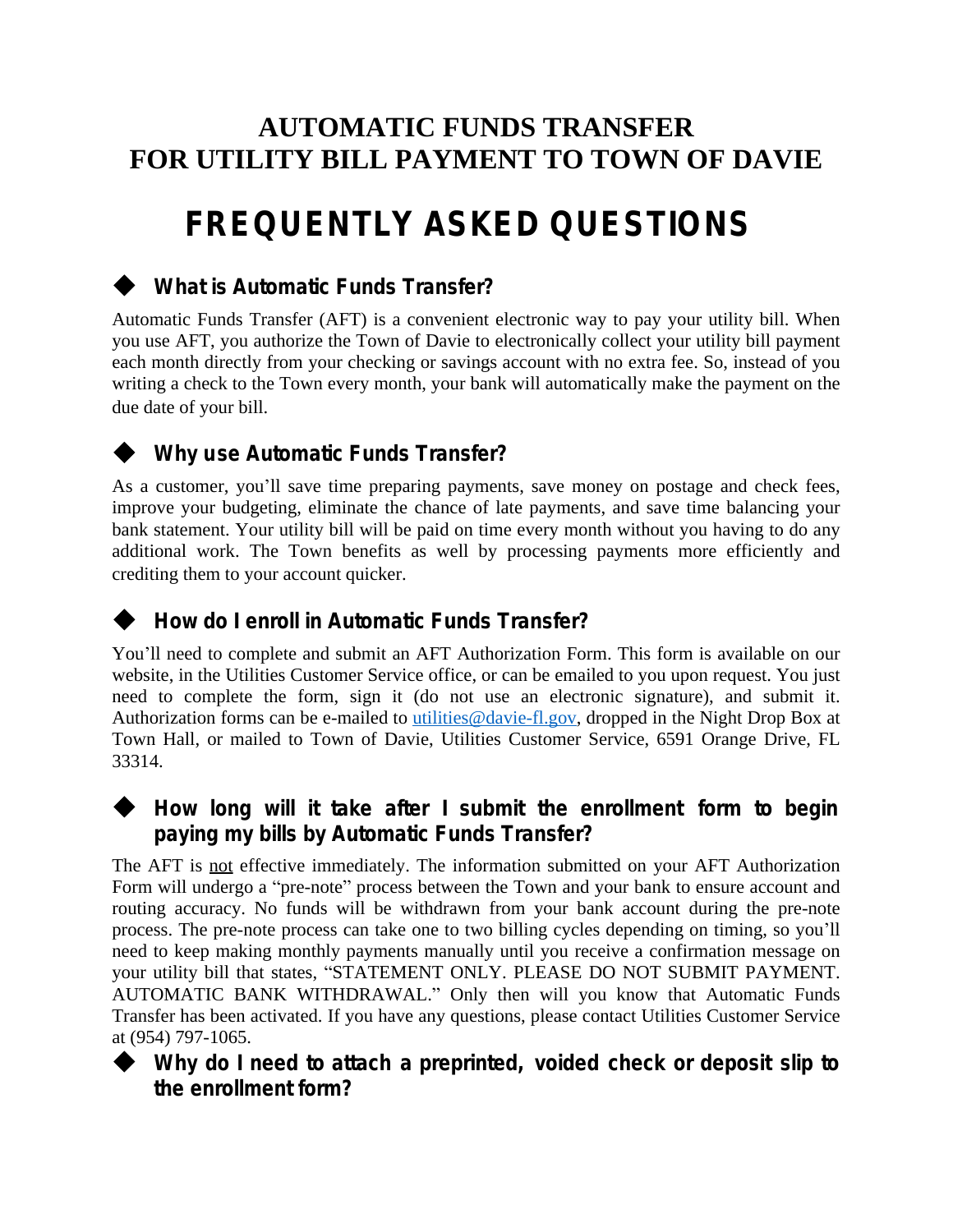# AUTOMATIC FUNDS TRANSFER
# FOR UTILITY BILL PAYMENT TO TOWN OF DAVIE

# FREQUENTLY ASKED QUESTIONS

### ◆ What is Automatic Funds Transfer?

Automatic Funds Transfer (AFT) is a convenient electronic way to pay your utility bill. When you use AFT, you authorize the Town of Davie to electronically collect your utility bill payment each month directly from your checking or savings account with no extra fee. So, instead of you writing a check to the Town every month, your bank will automatically make the payment on the due date of your bill.

### ◆ Why use Automatic Funds Transfer?

As a customer, you'll save time preparing payments, save money on postage and check fees, improve your budgeting, eliminate the chance of late payments, and save time balancing your bank statement. Your utility bill will be paid on time every month without you having to do any additional work. The Town benefits as well by processing payments more efficiently and crediting them to your account quicker.

### ◆ How do I enroll in Automatic Funds Transfer?

You'll need to complete and submit an AFT Authorization Form. This form is available on our website, in the Utilities Customer Service office, or can be emailed to you upon request. You just need to complete the form, sign it (do not use an electronic signature), and submit it. Authorization forms can be e-mailed to utilities@davie-fl.gov, dropped in the Night Drop Box at Town Hall, or mailed to Town of Davie, Utilities Customer Service, 6591 Orange Drive, FL 33314.

### ◆ How long will it take after I submit the enrollment form to begin paying my bills by Automatic Funds Transfer?

The AFT is <u>not</u> effective immediately. The information submitted on your AFT Authorization Form will undergo a "pre-note" process between the Town and your bank to ensure account and routing accuracy. No funds will be withdrawn from your bank account during the pre-note process. The pre-note process can take one to two billing cycles depending on timing, so you'll need to keep making monthly payments manually until you receive a confirmation message on your utility bill that states, "STATEMENT ONLY. PLEASE DO NOT SUBMIT PAYMENT. AUTOMATIC BANK WITHDRAWAL." Only then will you know that Automatic Funds Transfer has been activated. If you have any questions, please contact Utilities Customer Service at (954) 797-1065.

### ◆ Why do I need to attach a preprinted, voided check or deposit slip to the enrollment form?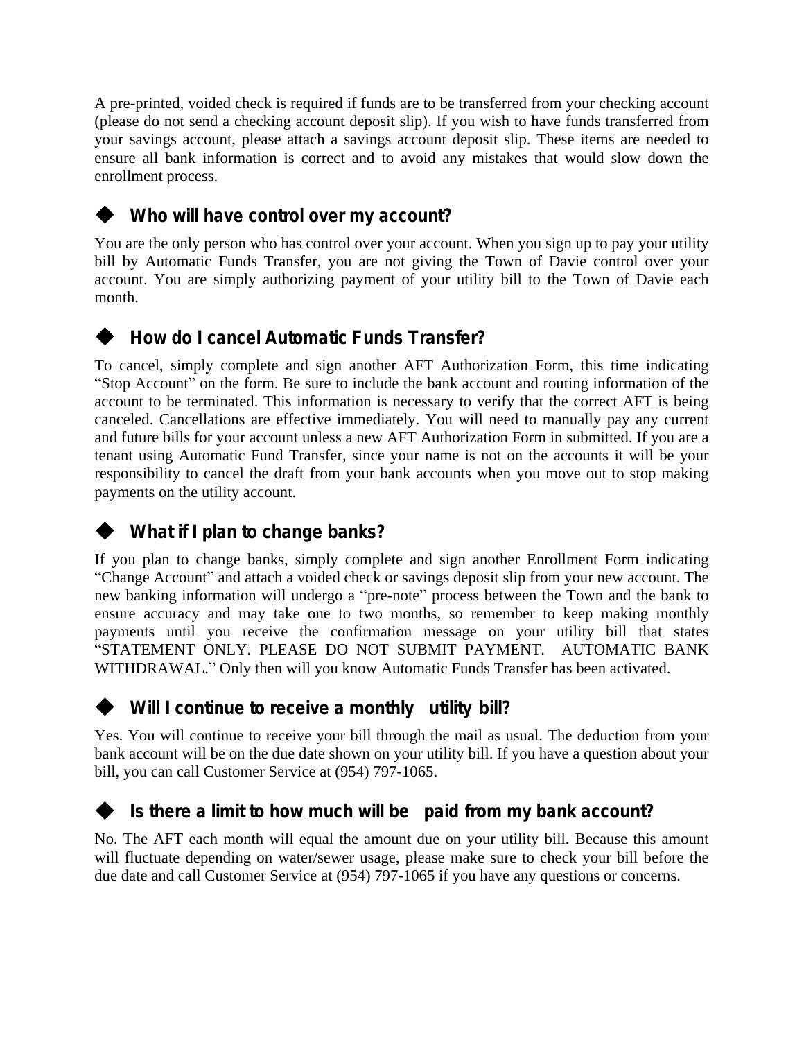A pre-printed, voided check is required if funds are to be transferred from your checking account (please do not send a checking account deposit slip). If you wish to have funds transferred from your savings account, please attach a savings account deposit slip. These items are needed to ensure all bank information is correct and to avoid any mistakes that would slow down the enrollment process.

### ◆ Who will have control over my account?

You are the only person who has control over your account. When you sign up to pay your utility bill by Automatic Funds Transfer, you are not giving the Town of Davie control over your account. You are simply authorizing payment of your utility bill to the Town of Davie each month.

### ◆ How do I cancel Automatic Funds Transfer?

To cancel, simply complete and sign another AFT Authorization Form, this time indicating "Stop Account" on the form. Be sure to include the bank account and routing information of the account to be terminated. This information is necessary to verify that the correct AFT is being canceled. Cancellations are effective immediately. You will need to manually pay any current and future bills for your account unless a new AFT Authorization Form in submitted. If you are a tenant using Automatic Fund Transfer, since your name is not on the accounts it will be your responsibility to cancel the draft from your bank accounts when you move out to stop making payments on the utility account.

### ◆ What if I plan to change banks?

If you plan to change banks, simply complete and sign another Enrollment Form indicating "Change Account" and attach a voided check or savings deposit slip from your new account. The new banking information will undergo a "pre-note" process between the Town and the bank to ensure accuracy and may take one to two months, so remember to keep making monthly payments until you receive the confirmation message on your utility bill that states "STATEMENT ONLY. PLEASE DO NOT SUBMIT PAYMENT. AUTOMATIC BANK WITHDRAWAL." Only then will you know Automatic Funds Transfer has been activated.

### ◆ Will I continue to receive a monthly utility bill?

Yes. You will continue to receive your bill through the mail as usual. The deduction from your bank account will be on the due date shown on your utility bill. If you have a question about your bill, you can call Customer Service at (954) 797-1065.

### ◆ Is there a limit to how much will be paid from my bank account?

No. The AFT each month will equal the amount due on your utility bill. Because this amount will fluctuate depending on water/sewer usage, please make sure to check your bill before the due date and call Customer Service at (954) 797-1065 if you have any questions or concerns.